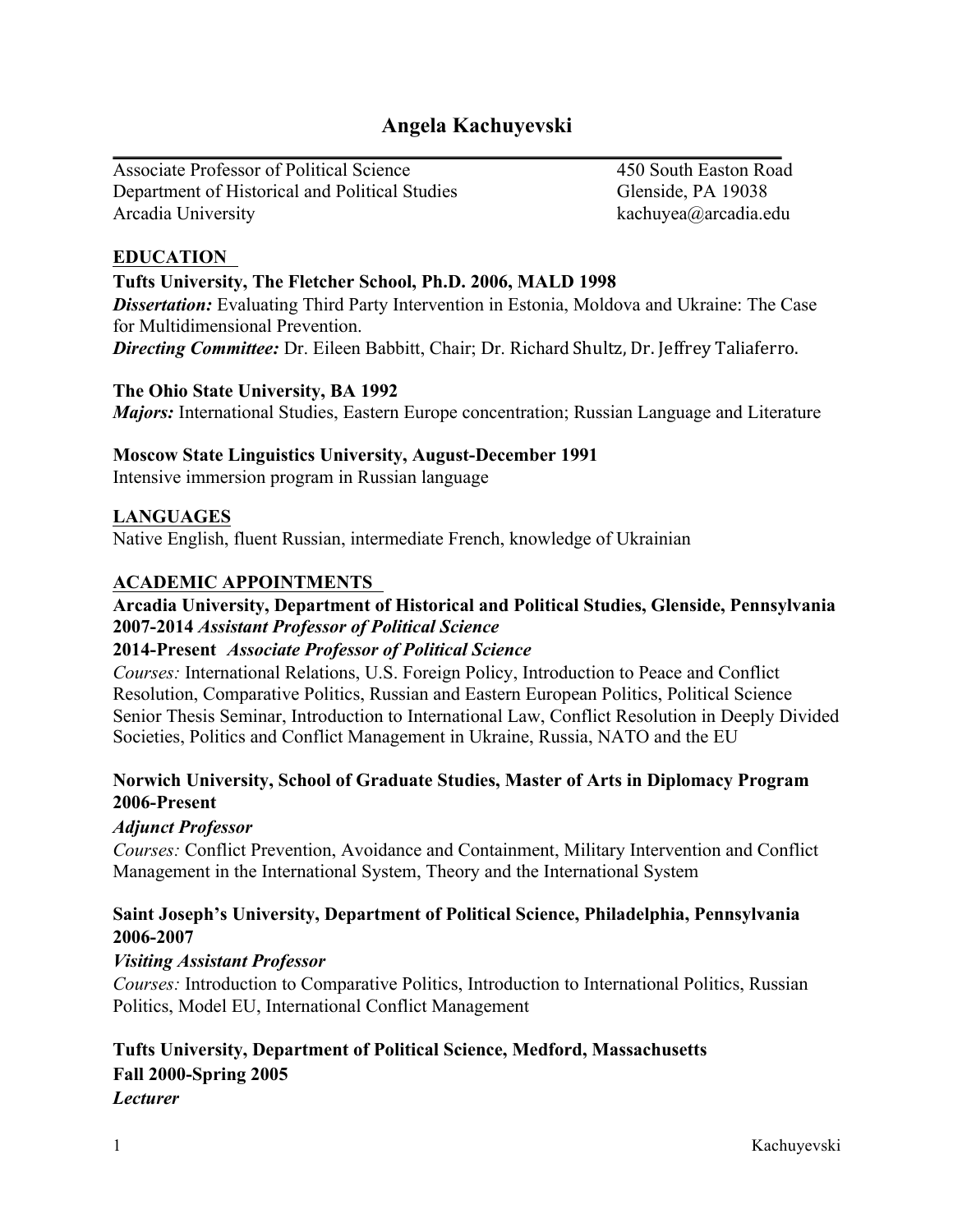# Angela Kachuyevski

Associate Professor of Political Science
Department of Historical and Political Studies
Arcadia University

450 South Easton Road
Glenside, PA 19038
kachuyea@arcadia.edu

## EDUCATION

**Tufts University, The Fletcher School, Ph.D. 2006, MALD 1998**
***Dissertation:*** Evaluating Third Party Intervention in Estonia, Moldova and Ukraine: The Case for Multidimensional Prevention.
***Directing Committee:*** Dr. Eileen Babbitt, Chair; Dr. Richard Shultz, Dr. Jeffrey Taliaferro.

**The Ohio State University, BA 1992**
***Majors:*** International Studies, Eastern Europe concentration; Russian Language and Literature

**Moscow State Linguistics University, August-December 1991**
Intensive immersion program in Russian language

## LANGUAGES

Native English, fluent Russian, intermediate French, knowledge of Ukrainian

## ACADEMIC APPOINTMENTS

**Arcadia University, Department of Historical and Political Studies, Glenside, Pennsylvania**
**2007-2014** ***Assistant Professor of Political Science***
**2014-Present** ***Associate Professor of Political Science***
*Courses:* International Relations, U.S. Foreign Policy, Introduction to Peace and Conflict Resolution, Comparative Politics, Russian and Eastern European Politics, Political Science Senior Thesis Seminar, Introduction to International Law, Conflict Resolution in Deeply Divided Societies, Politics and Conflict Management in Ukraine, Russia, NATO and the EU

**Norwich University, School of Graduate Studies, Master of Arts in Diplomacy Program 2006-Present**
***Adjunct Professor***
*Courses:* Conflict Prevention, Avoidance and Containment, Military Intervention and Conflict Management in the International System, Theory and the International System

**Saint Joseph's University, Department of Political Science, Philadelphia, Pennsylvania 2006-2007**
***Visiting Assistant Professor***
*Courses:* Introduction to Comparative Politics, Introduction to International Politics, Russian Politics, Model EU, International Conflict Management

**Tufts University, Department of Political Science, Medford, Massachusetts**
**Fall 2000-Spring 2005**
***Lecturer***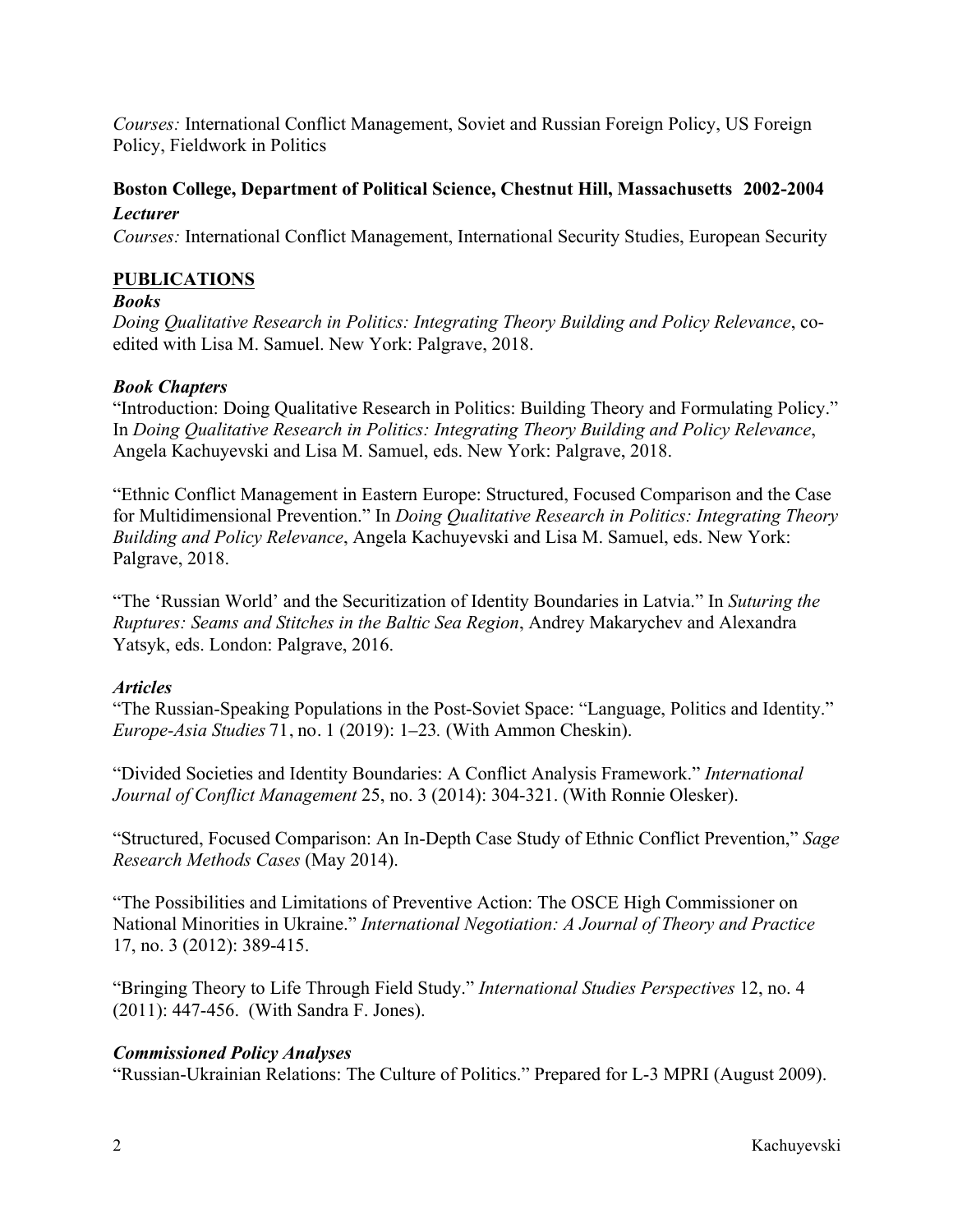*Courses:* International Conflict Management, Soviet and Russian Foreign Policy, US Foreign Policy, Fieldwork in Politics

**Boston College, Department of Political Science, Chestnut Hill, Massachusetts 2002-2004**
***Lecturer***
*Courses:* International Conflict Management, International Security Studies, European Security

## PUBLICATIONS

### *Books*

*Doing Qualitative Research in Politics: Integrating Theory Building and Policy Relevance*, co-edited with Lisa M. Samuel. New York: Palgrave, 2018.

### *Book Chapters*

"Introduction: Doing Qualitative Research in Politics: Building Theory and Formulating Policy." In *Doing Qualitative Research in Politics: Integrating Theory Building and Policy Relevance*, Angela Kachuyevski and Lisa M. Samuel, eds. New York: Palgrave, 2018.

"Ethnic Conflict Management in Eastern Europe: Structured, Focused Comparison and the Case for Multidimensional Prevention." In *Doing Qualitative Research in Politics: Integrating Theory Building and Policy Relevance*, Angela Kachuyevski and Lisa M. Samuel, eds. New York: Palgrave, 2018.

"The 'Russian World' and the Securitization of Identity Boundaries in Latvia." In *Suturing the Ruptures: Seams and Stitches in the Baltic Sea Region*, Andrey Makarychev and Alexandra Yatsyk, eds. London: Palgrave, 2016.

### *Articles*

"The Russian-Speaking Populations in the Post-Soviet Space: "Language, Politics and Identity." *Europe-Asia Studies* 71, no. 1 (2019): 1–23. (With Ammon Cheskin).

"Divided Societies and Identity Boundaries: A Conflict Analysis Framework." *International Journal of Conflict Management* 25, no. 3 (2014): 304-321. (With Ronnie Olesker).

"Structured, Focused Comparison: An In-Depth Case Study of Ethnic Conflict Prevention," *Sage Research Methods Cases* (May 2014).

"The Possibilities and Limitations of Preventive Action: The OSCE High Commissioner on National Minorities in Ukraine." *International Negotiation: A Journal of Theory and Practice* 17, no. 3 (2012): 389-415.

"Bringing Theory to Life Through Field Study." *International Studies Perspectives* 12, no. 4 (2011): 447-456. (With Sandra F. Jones).

### *Commissioned Policy Analyses*

"Russian-Ukrainian Relations: The Culture of Politics." Prepared for L-3 MPRI (August 2009).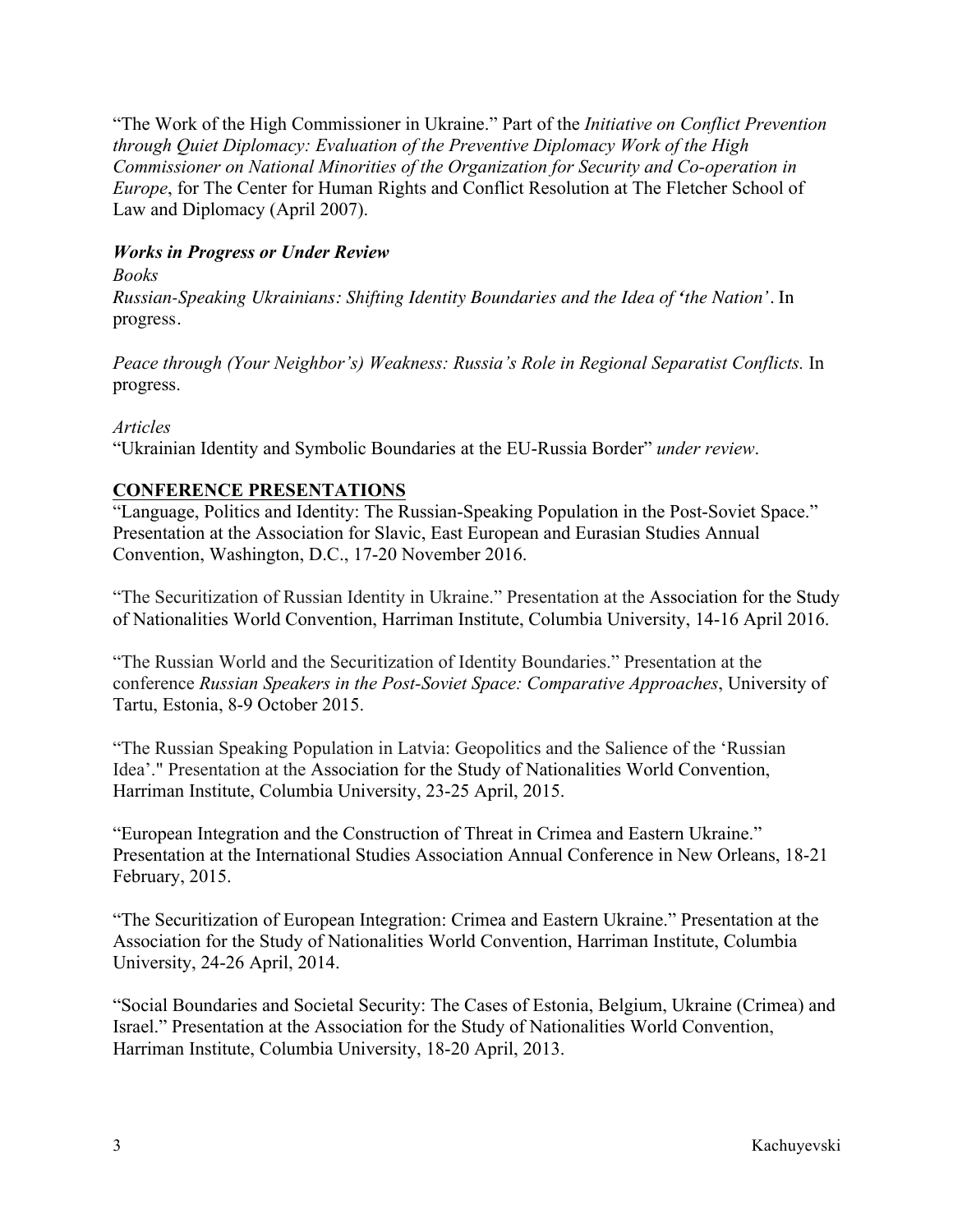"The Work of the High Commissioner in Ukraine." Part of the *Initiative on Conflict Prevention through Quiet Diplomacy: Evaluation of the Preventive Diplomacy Work of the High Commissioner on National Minorities of the Organization for Security and Co-operation in Europe*, for The Center for Human Rights and Conflict Resolution at The Fletcher School of Law and Diplomacy (April 2007).

### *Works in Progress or Under Review*

*Books*

*Russian-Speaking Ukrainians: Shifting Identity Boundaries and the Idea of 'the Nation'*. In progress.

*Peace through (Your Neighbor's) Weakness: Russia's Role in Regional Separatist Conflicts.* In progress.

*Articles*

"Ukrainian Identity and Symbolic Boundaries at the EU-Russia Border" *under review*.

## CONFERENCE PRESENTATIONS

"Language, Politics and Identity: The Russian-Speaking Population in the Post-Soviet Space." Presentation at the Association for Slavic, East European and Eurasian Studies Annual Convention, Washington, D.C., 17-20 November 2016.

"The Securitization of Russian Identity in Ukraine." Presentation at the Association for the Study of Nationalities World Convention, Harriman Institute, Columbia University, 14-16 April 2016.

"The Russian World and the Securitization of Identity Boundaries." Presentation at the conference *Russian Speakers in the Post-Soviet Space: Comparative Approaches*, University of Tartu, Estonia, 8-9 October 2015.

"The Russian Speaking Population in Latvia: Geopolitics and the Salience of the 'Russian Idea'." Presentation at the Association for the Study of Nationalities World Convention, Harriman Institute, Columbia University, 23-25 April, 2015.

"European Integration and the Construction of Threat in Crimea and Eastern Ukraine." Presentation at the International Studies Association Annual Conference in New Orleans, 18-21 February, 2015.

"The Securitization of European Integration: Crimea and Eastern Ukraine." Presentation at the Association for the Study of Nationalities World Convention, Harriman Institute, Columbia University, 24-26 April, 2014.

"Social Boundaries and Societal Security: The Cases of Estonia, Belgium, Ukraine (Crimea) and Israel." Presentation at the Association for the Study of Nationalities World Convention, Harriman Institute, Columbia University, 18-20 April, 2013.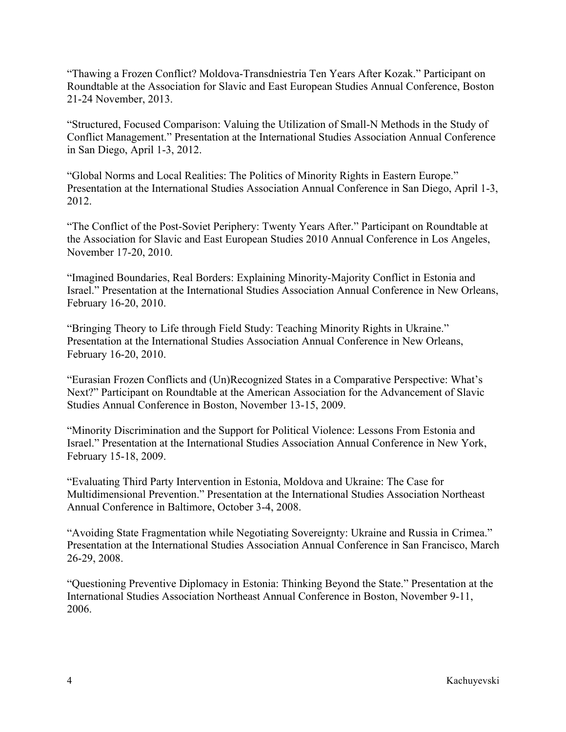"Thawing a Frozen Conflict? Moldova-Transdniestria Ten Years After Kozak." Participant on Roundtable at the Association for Slavic and East European Studies Annual Conference, Boston 21-24 November, 2013.

"Structured, Focused Comparison: Valuing the Utilization of Small-N Methods in the Study of Conflict Management." Presentation at the International Studies Association Annual Conference in San Diego, April 1-3, 2012.

"Global Norms and Local Realities: The Politics of Minority Rights in Eastern Europe." Presentation at the International Studies Association Annual Conference in San Diego, April 1-3, 2012.

"The Conflict of the Post-Soviet Periphery: Twenty Years After." Participant on Roundtable at the Association for Slavic and East European Studies 2010 Annual Conference in Los Angeles, November 17-20, 2010.

"Imagined Boundaries, Real Borders: Explaining Minority-Majority Conflict in Estonia and Israel." Presentation at the International Studies Association Annual Conference in New Orleans, February 16-20, 2010.

"Bringing Theory to Life through Field Study: Teaching Minority Rights in Ukraine." Presentation at the International Studies Association Annual Conference in New Orleans, February 16-20, 2010.

"Eurasian Frozen Conflicts and (Un)Recognized States in a Comparative Perspective: What's Next?" Participant on Roundtable at the American Association for the Advancement of Slavic Studies Annual Conference in Boston, November 13-15, 2009.

"Minority Discrimination and the Support for Political Violence: Lessons From Estonia and Israel." Presentation at the International Studies Association Annual Conference in New York, February 15-18, 2009.

"Evaluating Third Party Intervention in Estonia, Moldova and Ukraine: The Case for Multidimensional Prevention." Presentation at the International Studies Association Northeast Annual Conference in Baltimore, October 3-4, 2008.

"Avoiding State Fragmentation while Negotiating Sovereignty: Ukraine and Russia in Crimea." Presentation at the International Studies Association Annual Conference in San Francisco, March 26-29, 2008.

"Questioning Preventive Diplomacy in Estonia: Thinking Beyond the State." Presentation at the International Studies Association Northeast Annual Conference in Boston, November 9-11, 2006.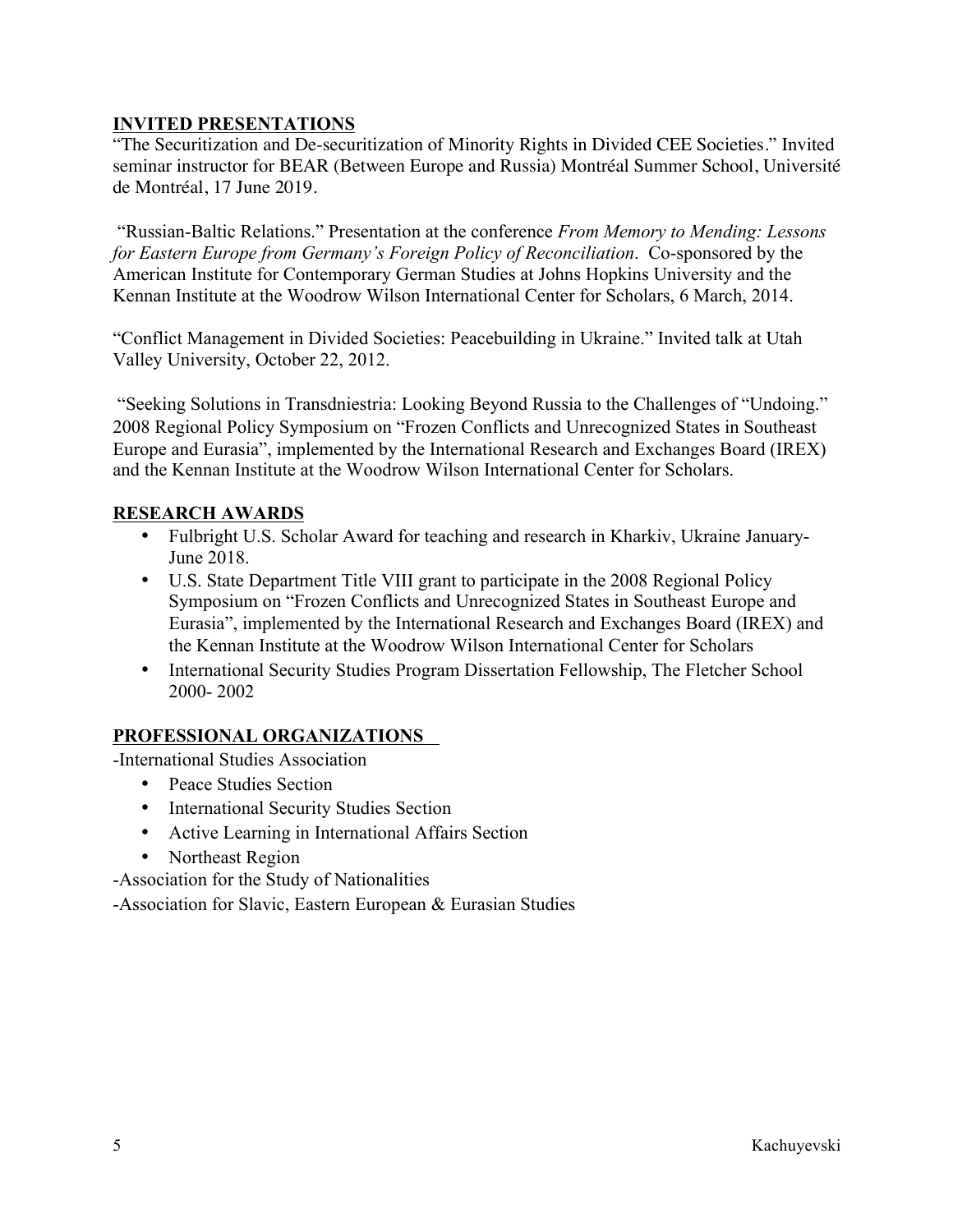## INVITED PRESENTATIONS

"The Securitization and De-securitization of Minority Rights in Divided CEE Societies." Invited seminar instructor for BEAR (Between Europe and Russia) Montréal Summer School, Université de Montréal, 17 June 2019.

"Russian-Baltic Relations." Presentation at the conference *From Memory to Mending: Lessons for Eastern Europe from Germany's Foreign Policy of Reconciliation*. Co-sponsored by the American Institute for Contemporary German Studies at Johns Hopkins University and the Kennan Institute at the Woodrow Wilson International Center for Scholars, 6 March, 2014.

"Conflict Management in Divided Societies: Peacebuilding in Ukraine." Invited talk at Utah Valley University, October 22, 2012.

"Seeking Solutions in Transdniestria: Looking Beyond Russia to the Challenges of "Undoing." 2008 Regional Policy Symposium on "Frozen Conflicts and Unrecognized States in Southeast Europe and Eurasia", implemented by the International Research and Exchanges Board (IREX) and the Kennan Institute at the Woodrow Wilson International Center for Scholars.

## RESEARCH AWARDS

- Fulbright U.S. Scholar Award for teaching and research in Kharkiv, Ukraine January-June 2018.
- U.S. State Department Title VIII grant to participate in the 2008 Regional Policy Symposium on "Frozen Conflicts and Unrecognized States in Southeast Europe and Eurasia", implemented by the International Research and Exchanges Board (IREX) and the Kennan Institute at the Woodrow Wilson International Center for Scholars
- International Security Studies Program Dissertation Fellowship, The Fletcher School 2000- 2002

## PROFESSIONAL ORGANIZATIONS

-International Studies Association

- Peace Studies Section
- International Security Studies Section
- Active Learning in International Affairs Section
- Northeast Region

-Association for the Study of Nationalities

-Association for Slavic, Eastern European & Eurasian Studies